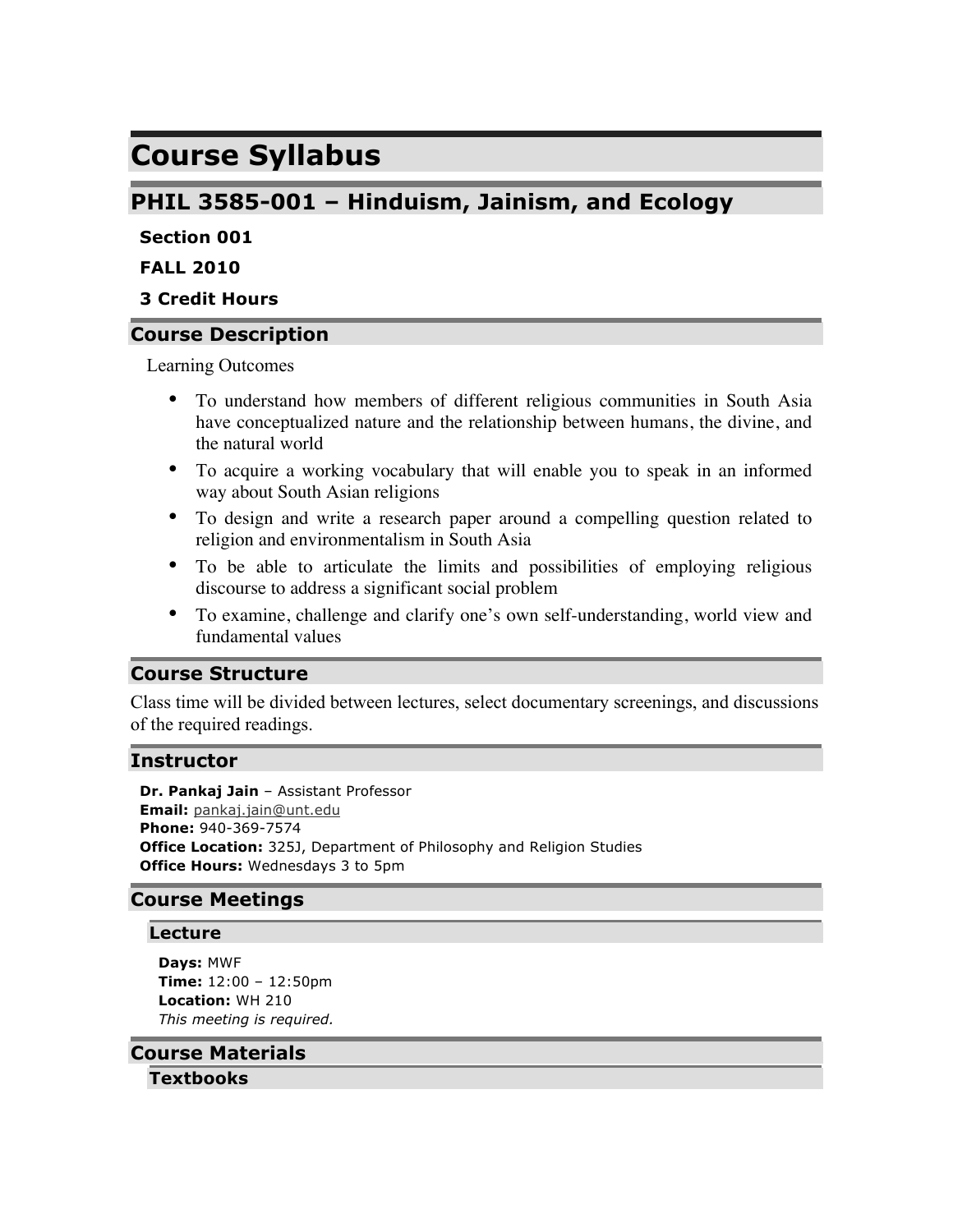# Course Syllabus

## PHIL 3585-001 – Hinduism, Jainism, and Ecology

**Section 001**

**FALL 2010**

**3 Credit Hours**

## Course Description

Learning Outcomes

- To understand how members of different religious communities in South Asia have conceptualized nature and the relationship between humans, the divine, and the natural world
- To acquire a working vocabulary that will enable you to speak in an informed way about South Asian religions
- To design and write a research paper around a compelling question related to religion and environmentalism in South Asia
- To be able to articulate the limits and possibilities of employing religious discourse to address a significant social problem
- To examine, challenge and clarify one's own self-understanding, world view and fundamental values

## Course Structure

Class time will be divided between lectures, select documentary screenings, and discussions of the required readings.

## Instructor

**Dr. Pankaj Jain** – Assistant Professor
**Email:** pankaj.jain@unt.edu
**Phone:** 940-369-7574
**Office Location:** 325J, Department of Philosophy and Religion Studies
**Office Hours:** Wednesdays 3 to 5pm

## Course Meetings

### Lecture

**Days:** MWF
**Time:** 12:00 – 12:50pm
**Location:** WH 210
*This meeting is required.*

## Course Materials

### Textbooks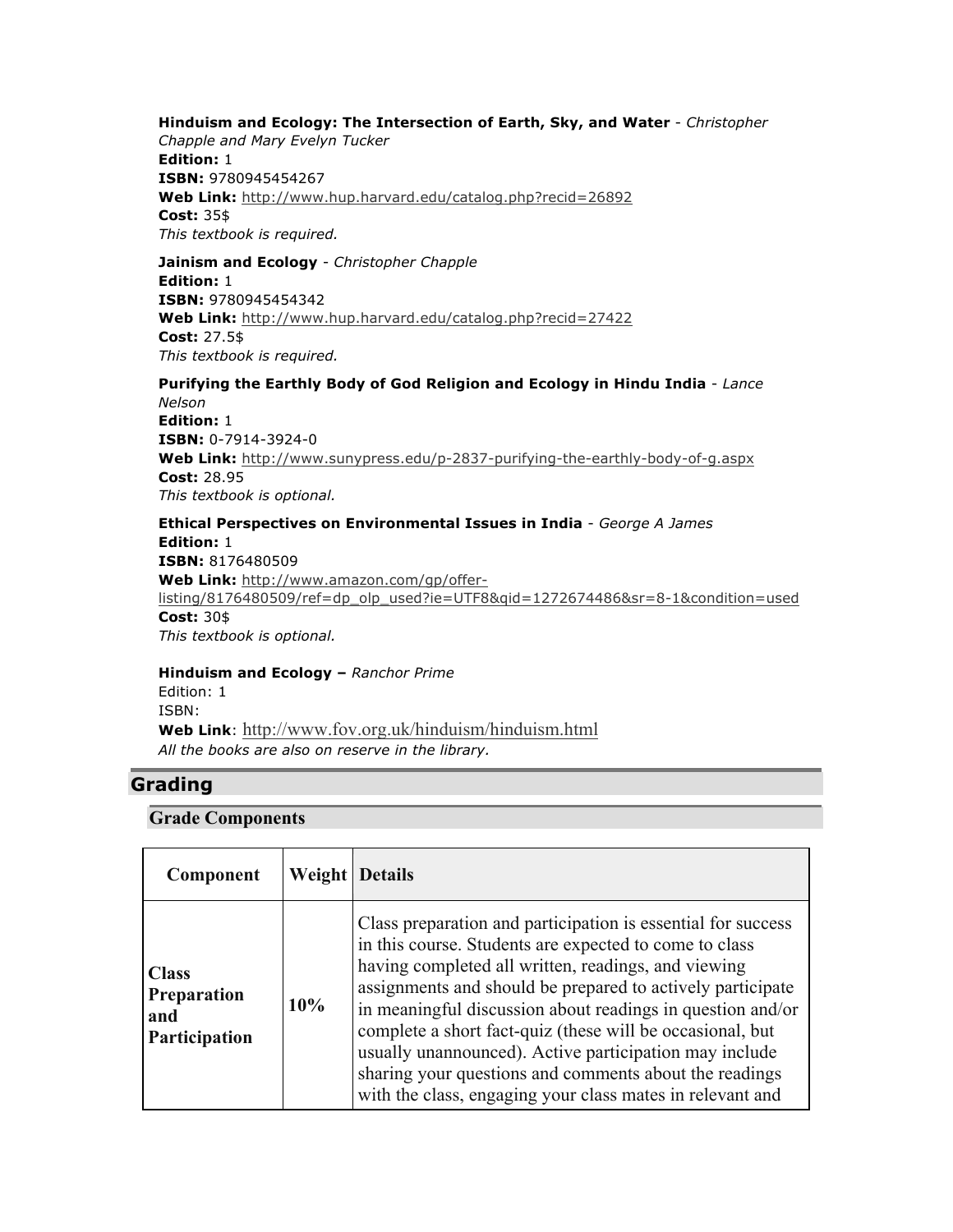**Hinduism and Ecology: The Intersection of Earth, Sky, and Water** - *Christopher Chapple and Mary Evelyn Tucker*
**Edition:** 1
**ISBN:** 9780945454267
**Web Link:** http://www.hup.harvard.edu/catalog.php?recid=26892
**Cost:** 35$
*This textbook is required.*

**Jainism and Ecology** - *Christopher Chapple*
**Edition:** 1
**ISBN:** 9780945454342
**Web Link:** http://www.hup.harvard.edu/catalog.php?recid=27422
**Cost:** 27.5$
*This textbook is required.*

**Purifying the Earthly Body of God Religion and Ecology in Hindu India** - *Lance Nelson*
**Edition:** 1
**ISBN:** 0-7914-3924-0
**Web Link:** http://www.sunypress.edu/p-2837-purifying-the-earthly-body-of-g.aspx
**Cost:** 28.95
*This textbook is optional.*

**Ethical Perspectives on Environmental Issues in India** - *George A James*
**Edition:** 1
**ISBN:** 8176480509
**Web Link:** http://www.amazon.com/gp/offer-listing/8176480509/ref=dp_olp_used?ie=UTF8&qid=1272674486&sr=8-1&condition=used
**Cost:** 30$
*This textbook is optional.*

**Hinduism and Ecology –** *Ranchor Prime*
Edition: 1
ISBN:
**Web Link**: http://www.fov.org.uk/hinduism/hinduism.html
*All the books are also on reserve in the library.*

## Grading

### Grade Components

| Component | Weight | Details |
|---|---|---|
| **Class Preparation and Participation** | **10%** | Class preparation and participation is essential for success in this course. Students are expected to come to class having completed all written, readings, and viewing assignments and should be prepared to actively participate in meaningful discussion about readings in question and/or complete a short fact-quiz (these will be occasional, but usually unannounced). Active participation may include sharing your questions and comments about the readings with the class, engaging your class mates in relevant and |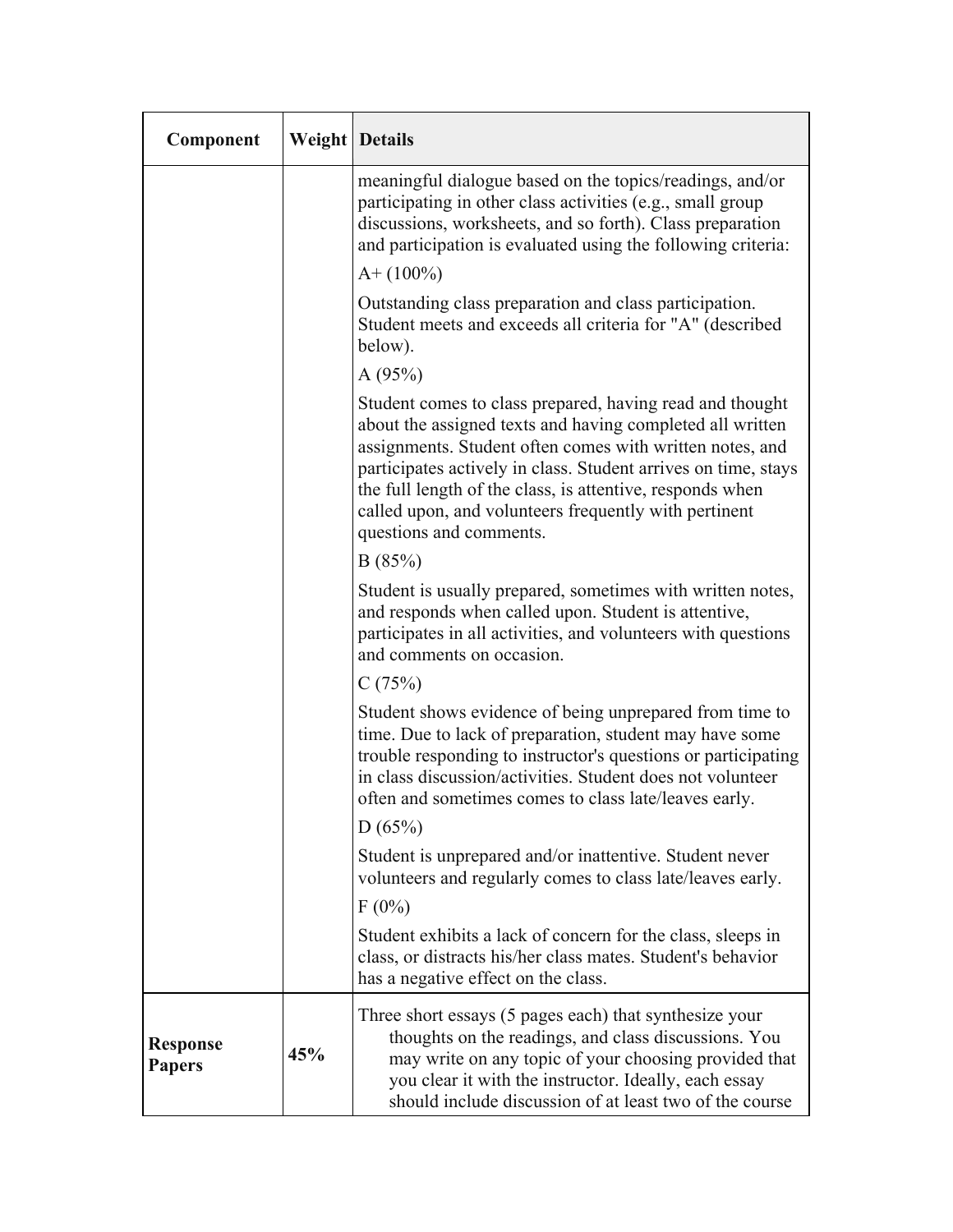| Component | Weight | Details |
|---|---|---|
| | | meaningful dialogue based on the topics/readings, and/or participating in other class activities (e.g., small group discussions, worksheets, and so forth). Class preparation and participation is evaluated using the following criteria:<br><br>A+ (100%)<br><br>Outstanding class preparation and class participation. Student meets and exceeds all criteria for "A" (described below).<br><br>A (95%)<br><br>Student comes to class prepared, having read and thought about the assigned texts and having completed all written assignments. Student often comes with written notes, and participates actively in class. Student arrives on time, stays the full length of the class, is attentive, responds when called upon, and volunteers frequently with pertinent questions and comments.<br><br>B (85%)<br><br>Student is usually prepared, sometimes with written notes, and responds when called upon. Student is attentive, participates in all activities, and volunteers with questions and comments on occasion.<br><br>C (75%)<br><br>Student shows evidence of being unprepared from time to time. Due to lack of preparation, student may have some trouble responding to instructor's questions or participating in class discussion/activities. Student does not volunteer often and sometimes comes to class late/leaves early.<br><br>D (65%)<br><br>Student is unprepared and/or inattentive. Student never volunteers and regularly comes to class late/leaves early.<br><br>F (0%)<br><br>Student exhibits a lack of concern for the class, sleeps in class, or distracts his/her class mates. Student's behavior has a negative effect on the class. |
| **Response Papers** | **45%** | Three short essays (5 pages each) that synthesize your thoughts on the readings, and class discussions. You may write on any topic of your choosing provided that you clear it with the instructor. Ideally, each essay should include discussion of at least two of the course |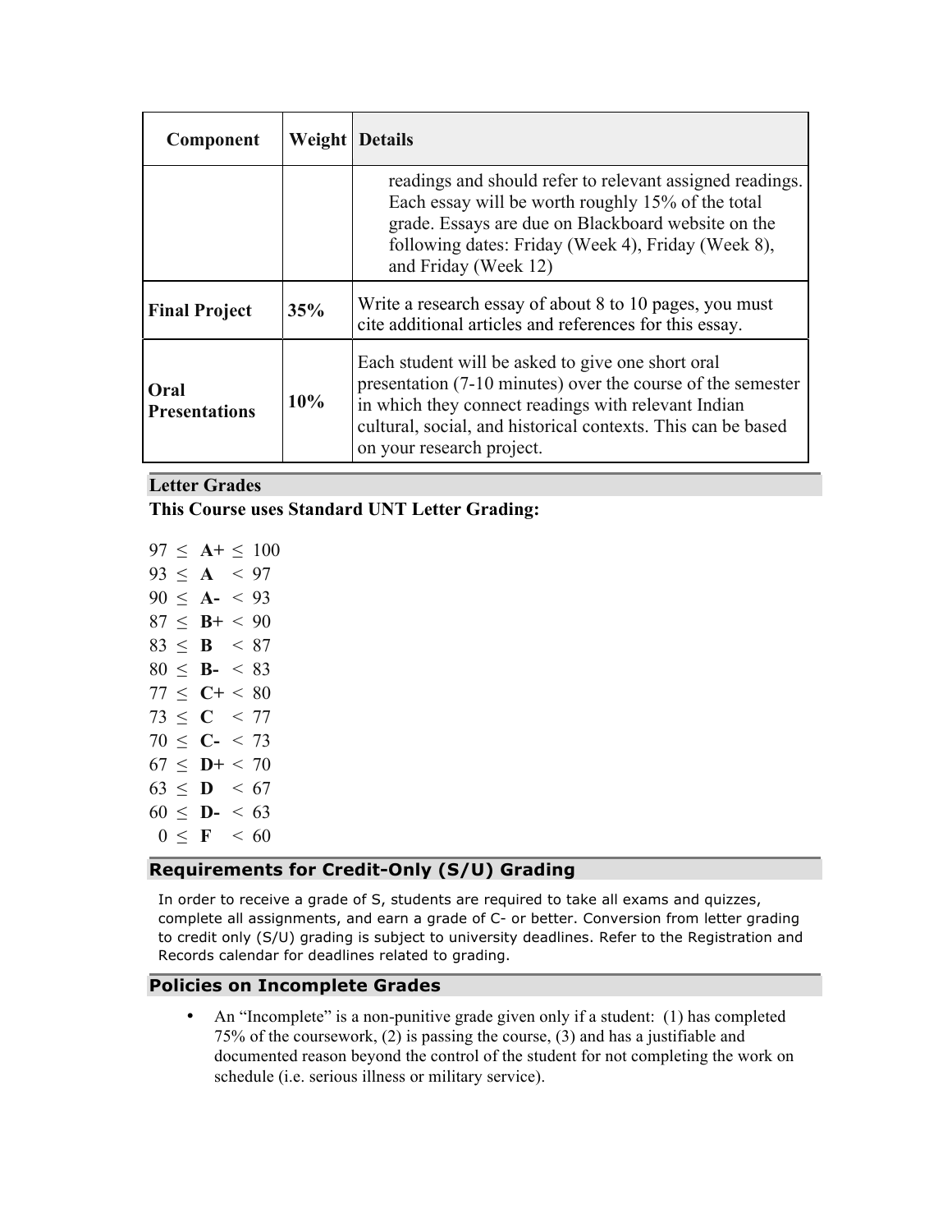| Component | Weight | Details |
|---|---|---|
| | | readings and should refer to relevant assigned readings. Each essay will be worth roughly 15% of the total grade. Essays are due on Blackboard website on the following dates: Friday (Week 4), Friday (Week 8), and Friday (Week 12) |
| **Final Project** | **35%** | Write a research essay of about 8 to 10 pages, you must cite additional articles and references for this essay. |
| **Oral Presentations** | **10%** | Each student will be asked to give one short oral presentation (7-10 minutes) over the course of the semester in which they connect readings with relevant Indian cultural, social, and historical contexts. This can be based on your research project. |

## Letter Grades

**This Course uses Standard UNT Letter Grading:**

97 ≤ **A+** ≤ 100
93 ≤ **A** < 97
90 ≤ **A-** < 93
87 ≤ **B+** < 90
83 ≤ **B** < 87
80 ≤ **B-** < 83
77 ≤ **C+** < 80
73 ≤ **C** < 77
70 ≤ **C-** < 73
67 ≤ **D+** < 70
63 ≤ **D** < 67
60 ≤ **D-** < 63
0 ≤ **F** < 60

## Requirements for Credit-Only (S/U) Grading

In order to receive a grade of S, students are required to take all exams and quizzes, complete all assignments, and earn a grade of C- or better. Conversion from letter grading to credit only (S/U) grading is subject to university deadlines. Refer to the Registration and Records calendar for deadlines related to grading.

## Policies on Incomplete Grades

- An "Incomplete" is a non-punitive grade given only if a student: (1) has completed 75% of the coursework, (2) is passing the course, (3) and has a justifiable and documented reason beyond the control of the student for not completing the work on schedule (i.e. serious illness or military service).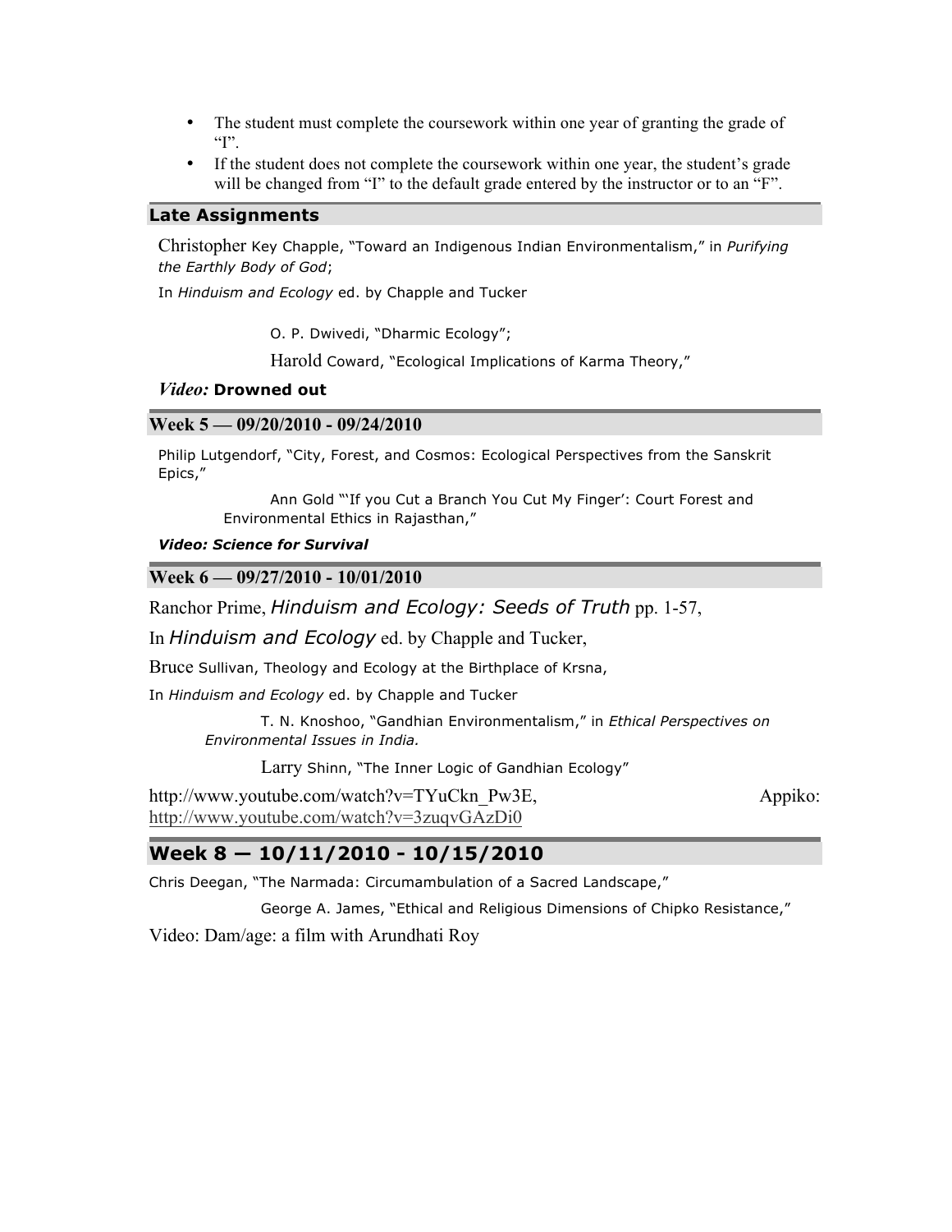- The student must complete the coursework within one year of granting the grade of "I".
- If the student does not complete the coursework within one year, the student's grade will be changed from "I" to the default grade entered by the instructor or to an "F".

## Late Assignments

Christopher Key Chapple, "Toward an Indigenous Indian Environmentalism," in *Purifying the Earthly Body of God*;

In *Hinduism and Ecology* ed. by Chapple and Tucker

O. P. Dwivedi, "Dharmic Ecology";

Harold Coward, "Ecological Implications of Karma Theory,"

*Video:* **Drowned out**

## Week 5 — 09/20/2010 - 09/24/2010

Philip Lutgendorf, "City, Forest, and Cosmos: Ecological Perspectives from the Sanskrit Epics,"

Ann Gold "'If you Cut a Branch You Cut My Finger': Court Forest and Environmental Ethics in Rajasthan,"

***Video: Science for Survival***

## Week 6 — 09/27/2010 - 10/01/2010

Ranchor Prime, *Hinduism and Ecology: Seeds of Truth* pp. 1-57,

In *Hinduism and Ecology* ed. by Chapple and Tucker,

Bruce Sullivan, Theology and Ecology at the Birthplace of Krsna,

In *Hinduism and Ecology* ed. by Chapple and Tucker

T. N. Knoshoo, "Gandhian Environmentalism," in *Ethical Perspectives on Environmental Issues in India.*

Larry Shinn, "The Inner Logic of Gandhian Ecology"

http://www.youtube.com/watch?v=TYuCkn_Pw3E, Appiko: http://www.youtube.com/watch?v=3zuqvGAzDi0

## Week 8 — 10/11/2010 - 10/15/2010

Chris Deegan, "The Narmada: Circumambulation of a Sacred Landscape,"

George A. James, "Ethical and Religious Dimensions of Chipko Resistance,"

Video: Dam/age: a film with Arundhati Roy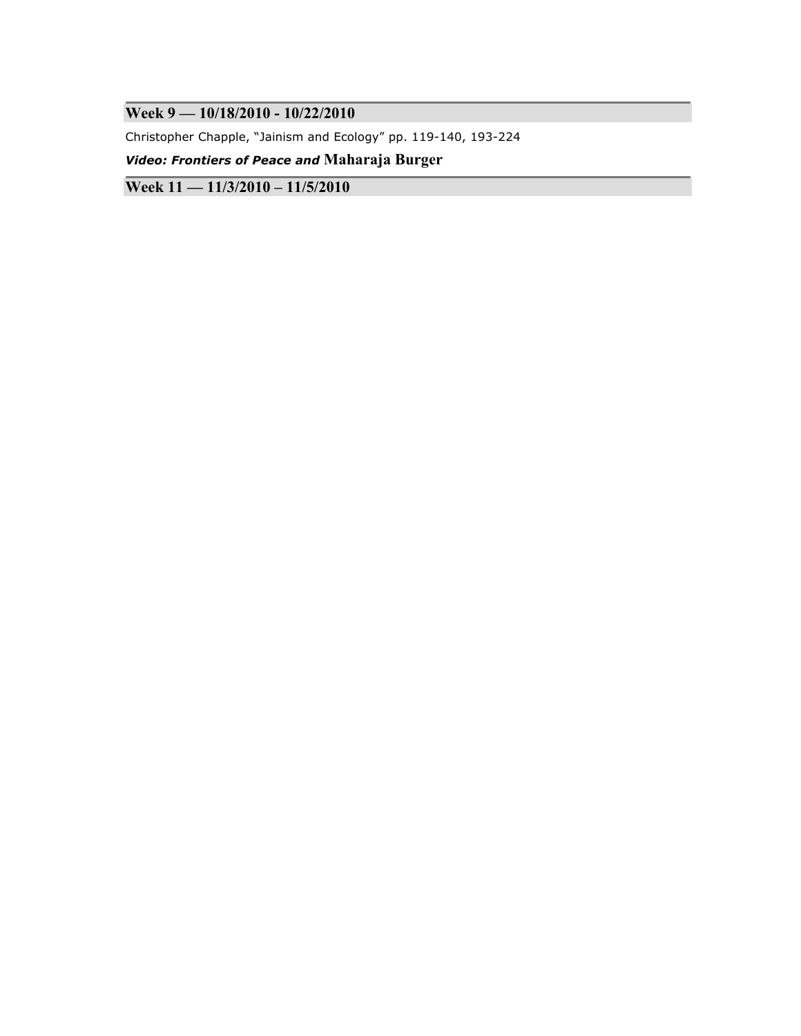## Week 9 — 10/18/2010 - 10/22/2010

Christopher Chapple, "Jainism and Ecology" pp. 119-140, 193-224

***Video: Frontiers of Peace and* Maharaja Burger**

## Week 11 — 11/3/2010 – 11/5/2010